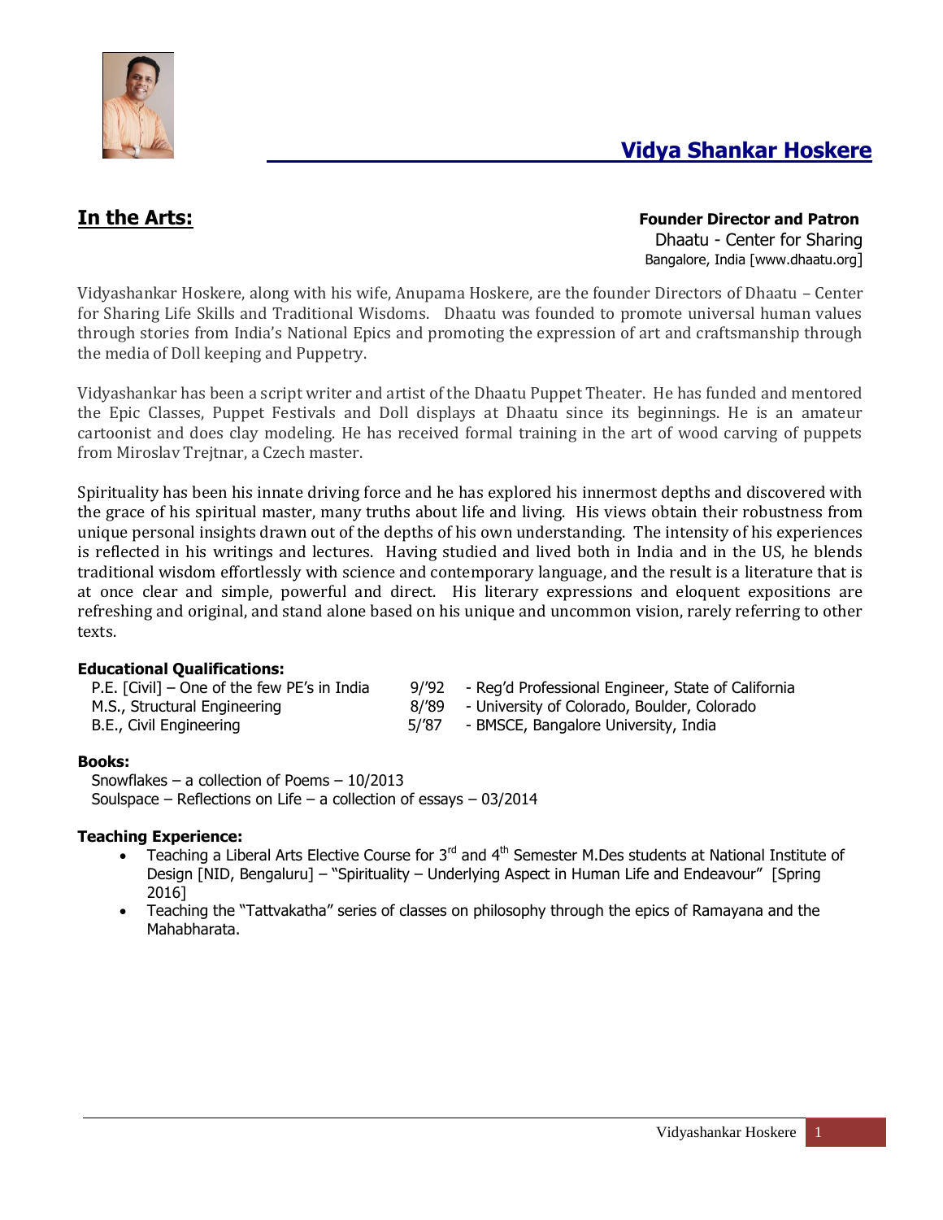# Vidya Shankar Hoskere

## In the Arts:

**Founder Director and Patron**
Dhaatu - Center for Sharing
Bangalore, India [www.dhaatu.org]

Vidyashankar Hoskere, along with his wife, Anupama Hoskere, are the founder Directors of Dhaatu – Center for Sharing Life Skills and Traditional Wisdoms. Dhaatu was founded to promote universal human values through stories from India's National Epics and promoting the expression of art and craftsmanship through the media of Doll keeping and Puppetry.

Vidyashankar has been a script writer and artist of the Dhaatu Puppet Theater. He has funded and mentored the Epic Classes, Puppet Festivals and Doll displays at Dhaatu since its beginnings. He is an amateur cartoonist and does clay modeling. He has received formal training in the art of wood carving of puppets from Miroslav Trejtnar, a Czech master.

Spirituality has been his innate driving force and he has explored his innermost depths and discovered with the grace of his spiritual master, many truths about life and living. His views obtain their robustness from unique personal insights drawn out of the depths of his own understanding. The intensity of his experiences is reflected in his writings and lectures. Having studied and lived both in India and in the US, he blends traditional wisdom effortlessly with science and contemporary language, and the result is a literature that is at once clear and simple, powerful and direct. His literary expressions and eloquent expositions are refreshing and original, and stand alone based on his unique and uncommon vision, rarely referring to other texts.

**Educational Qualifications:**

| | | |
|---|---|---|
| P.E. [Civil] – One of the few PE's in India | 9/'92 | - Reg'd Professional Engineer, State of California |
| M.S., Structural Engineering | 8/'89 | - University of Colorado, Boulder, Colorado |
| B.E., Civil Engineering | 5/'87 | - BMSCE, Bangalore University, India |

**Books:**

Snowflakes – a collection of Poems – 10/2013
Soulspace – Reflections on Life – a collection of essays – 03/2014

**Teaching Experience:**

- Teaching a Liberal Arts Elective Course for 3rd and 4th Semester M.Des students at National Institute of Design [NID, Bengaluru] – "Spirituality – Underlying Aspect in Human Life and Endeavour" [Spring 2016]
- Teaching the "Tattvakatha" series of classes on philosophy through the epics of Ramayana and the Mahabharata.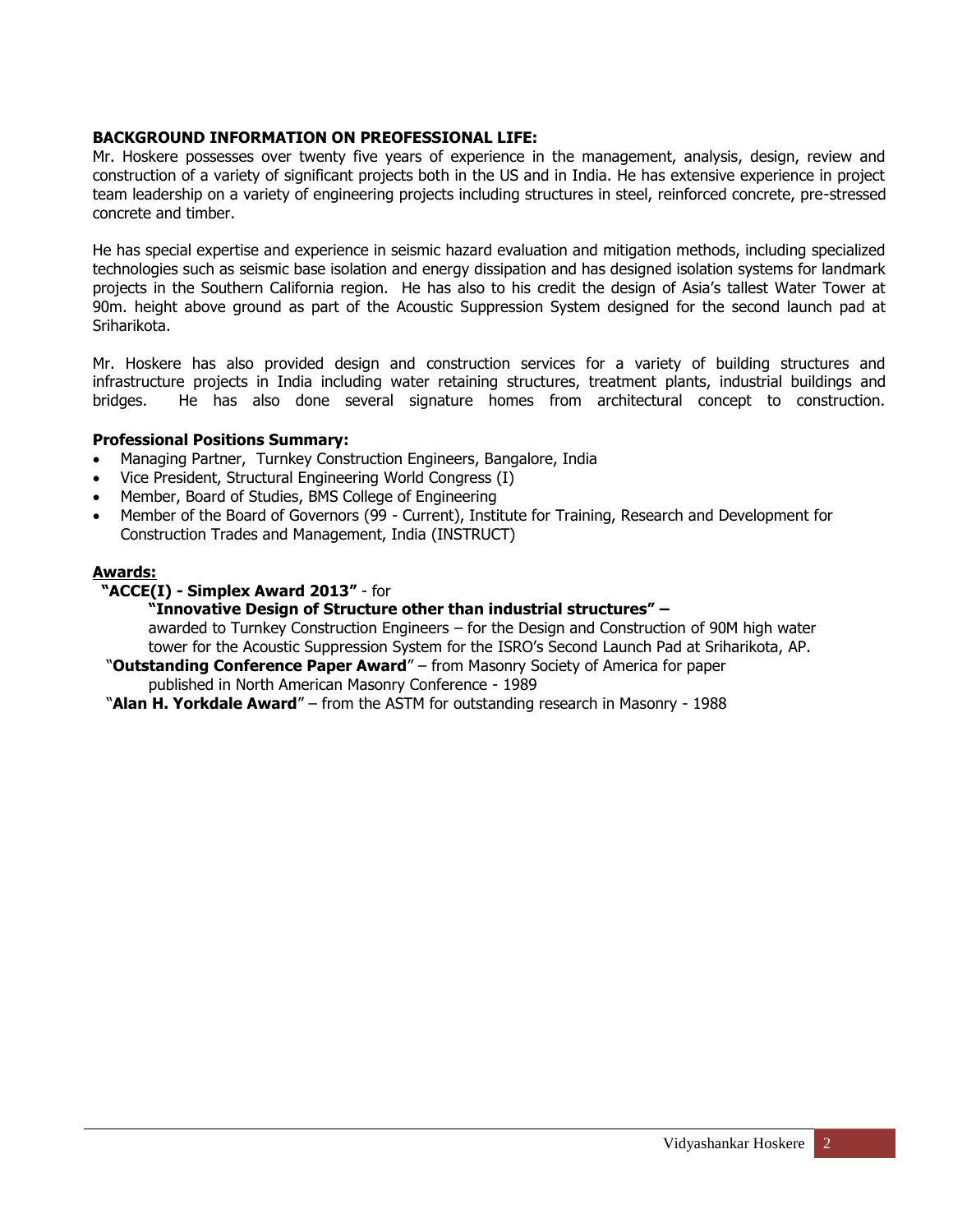**BACKGROUND INFORMATION ON PREOFESSIONAL LIFE:**

Mr. Hoskere possesses over twenty five years of experience in the management, analysis, design, review and construction of a variety of significant projects both in the US and in India. He has extensive experience in project team leadership on a variety of engineering projects including structures in steel, reinforced concrete, pre-stressed concrete and timber.

He has special expertise and experience in seismic hazard evaluation and mitigation methods, including specialized technologies such as seismic base isolation and energy dissipation and has designed isolation systems for landmark projects in the Southern California region. He has also to his credit the design of Asia's tallest Water Tower at 90m. height above ground as part of the Acoustic Suppression System designed for the second launch pad at Sriharikota.

Mr. Hoskere has also provided design and construction services for a variety of building structures and infrastructure projects in India including water retaining structures, treatment plants, industrial buildings and bridges. He has also done several signature homes from architectural concept to construction.

**Professional Positions Summary:**

- Managing Partner, Turnkey Construction Engineers, Bangalore, India
- Vice President, Structural Engineering World Congress (I)
- Member, Board of Studies, BMS College of Engineering
- Member of the Board of Governors (99 - Current), Institute for Training, Research and Development for Construction Trades and Management, India (INSTRUCT)

**Awards:**

**"ACCE(I) - Simplex Award 2013"** - for
**"Innovative Design of Structure other than industrial structures" –**
awarded to Turnkey Construction Engineers – for the Design and Construction of 90M high water tower for the Acoustic Suppression System for the ISRO's Second Launch Pad at Sriharikota, AP.

"**Outstanding Conference Paper Award**" – from Masonry Society of America for paper published in North American Masonry Conference - 1989

"**Alan H. Yorkdale Award**" – from the ASTM for outstanding research in Masonry - 1988